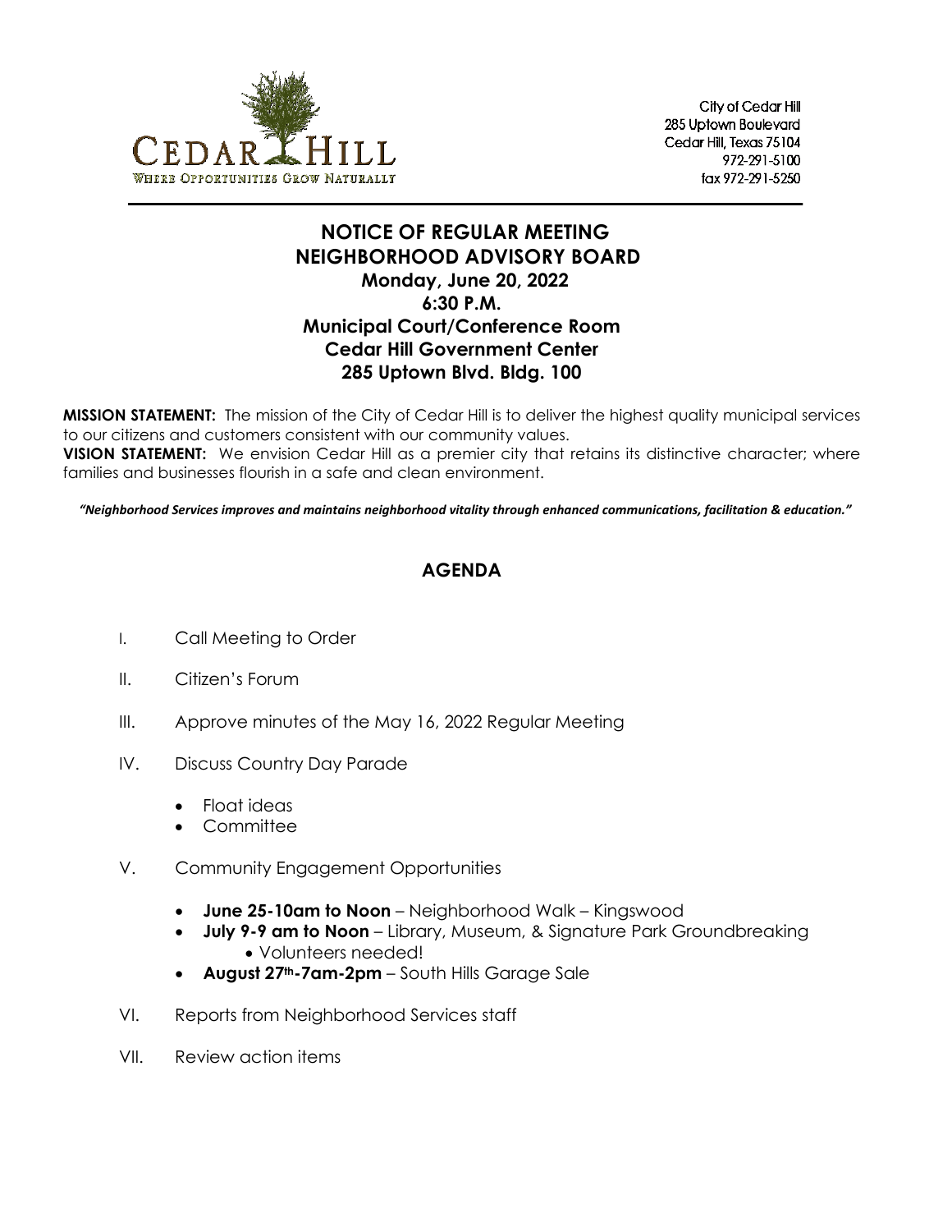CEDAR HILL
WHERE OPPORTUNITIES GROW NATURALLY

City of Cedar Hill
285 Uptown Boulevard
Cedar Hill, Texas 75104
972-291-5100
fax 972-291-5250

# NOTICE OF REGULAR MEETING
# NEIGHBORHOOD ADVISORY BOARD

**Monday, June 20, 2022**
**6:30 P.M.**
**Municipal Court/Conference Room**
**Cedar Hill Government Center**
**285 Uptown Blvd. Bldg. 100**

**MISSION STATEMENT:** The mission of the City of Cedar Hill is to deliver the highest quality municipal services to our citizens and customers consistent with our community values.
**VISION STATEMENT:** We envision Cedar Hill as a premier city that retains its distinctive character; where families and businesses flourish in a safe and clean environment.

***"Neighborhood Services improves and maintains neighborhood vitality through enhanced communications, facilitation & education."***

## AGENDA

I. Call Meeting to Order

II. Citizen's Forum

III. Approve minutes of the May 16, 2022 Regular Meeting

IV. Discuss Country Day Parade
- Float ideas
- Committee

V. Community Engagement Opportunities
- **June 25-10am to Noon** – Neighborhood Walk – Kingswood
- **July 9-9 am to Noon** – Library, Museum, & Signature Park Groundbreaking
  - Volunteers needed!
- **August 27th-7am-2pm** – South Hills Garage Sale

VI. Reports from Neighborhood Services staff

VII. Review action items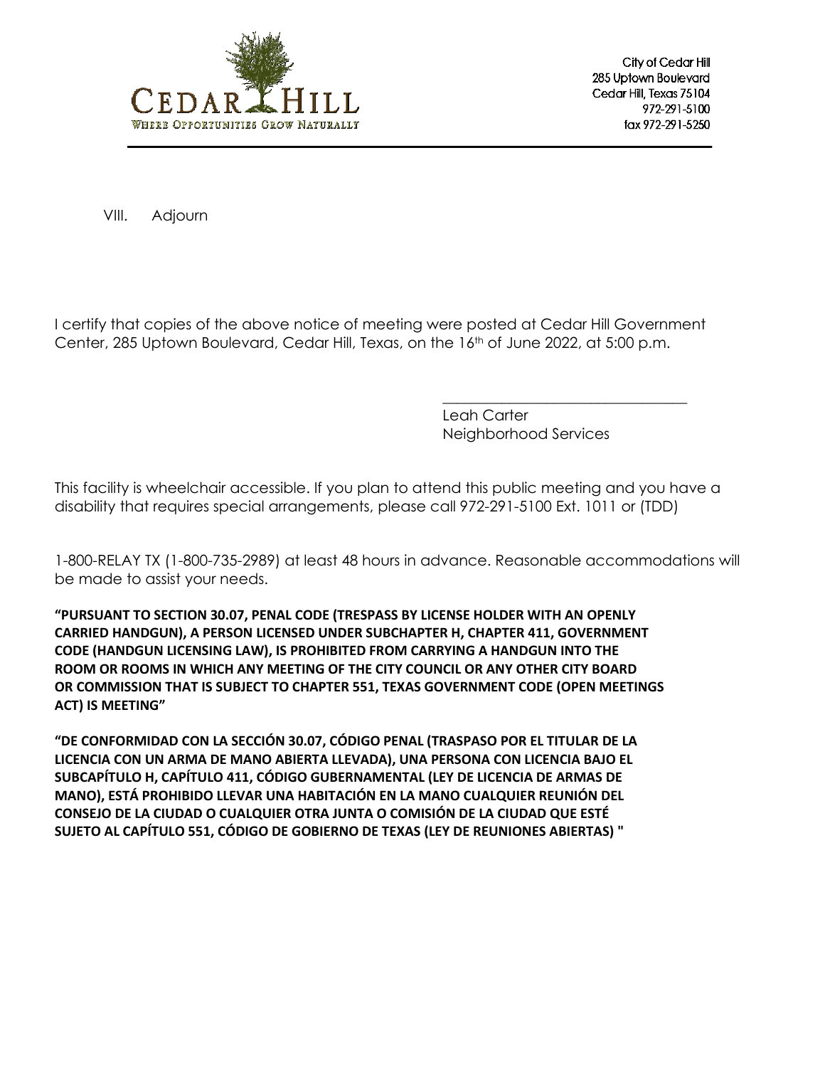City of Cedar Hill
285 Uptown Boulevard
Cedar Hill, Texas 75104
972-291-5100
fax 972-291-5250

VIII. Adjourn

I certify that copies of the above notice of meeting were posted at Cedar Hill Government Center, 285 Uptown Boulevard, Cedar Hill, Texas, on the 16th of June 2022, at 5:00 p.m.

\_\_\_\_\_\_\_\_\_\_\_\_\_\_\_\_\_\_\_\_\_\_\_\_\_\_\_\_\_\_\_\_\_\_

Leah Carter
Neighborhood Services

This facility is wheelchair accessible. If you plan to attend this public meeting and you have a disability that requires special arrangements, please call 972-291-5100 Ext. 1011 or (TDD)

1-800-RELAY TX (1-800-735-2989) at least 48 hours in advance. Reasonable accommodations will be made to assist your needs.

**"PURSUANT TO SECTION 30.07, PENAL CODE (TRESPASS BY LICENSE HOLDER WITH AN OPENLY CARRIED HANDGUN), A PERSON LICENSED UNDER SUBCHAPTER H, CHAPTER 411, GOVERNMENT CODE (HANDGUN LICENSING LAW), IS PROHIBITED FROM CARRYING A HANDGUN INTO THE ROOM OR ROOMS IN WHICH ANY MEETING OF THE CITY COUNCIL OR ANY OTHER CITY BOARD OR COMMISSION THAT IS SUBJECT TO CHAPTER 551, TEXAS GOVERNMENT CODE (OPEN MEETINGS ACT) IS MEETING"**

**"DE CONFORMIDAD CON LA SECCIÓN 30.07, CÓDIGO PENAL (TRASPASO POR EL TITULAR DE LA LICENCIA CON UN ARMA DE MANO ABIERTA LLEVADA), UNA PERSONA CON LICENCIA BAJO EL SUBCAPÍTULO H, CAPÍTULO 411, CÓDIGO GUBERNAMENTAL (LEY DE LICENCIA DE ARMAS DE MANO), ESTÁ PROHIBIDO LLEVAR UNA HABITACIÓN EN LA MANO CUALQUIER REUNIÓN DEL CONSEJO DE LA CIUDAD O CUALQUIER OTRA JUNTA O COMISIÓN DE LA CIUDAD QUE ESTÉ SUJETO AL CAPÍTULO 551, CÓDIGO DE GOBIERNO DE TEXAS (LEY DE REUNIONES ABIERTAS) "**